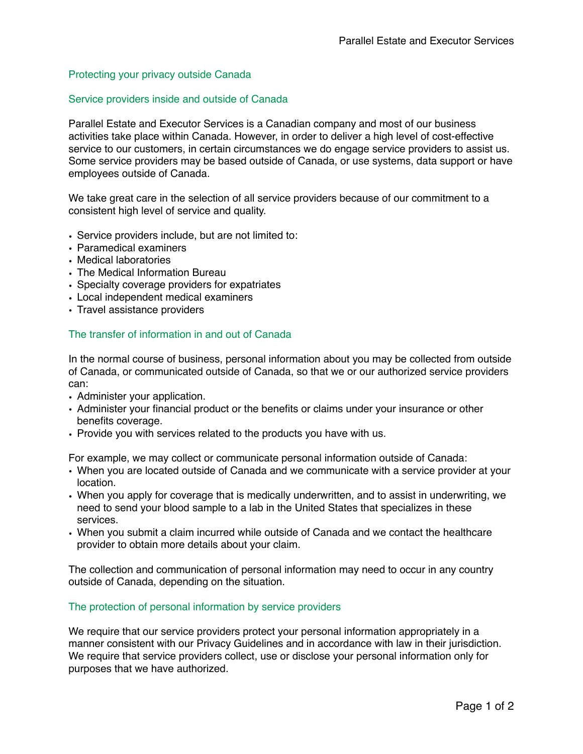## Protecting your privacy outside Canada

### Service providers inside and outside of Canada

Parallel Estate and Executor Services is a Canadian company and most of our business activities take place within Canada. However, in order to deliver a high level of cost-effective service to our customers, in certain circumstances we do engage service providers to assist us. Some service providers may be based outside of Canada, or use systems, data support or have employees outside of Canada.

We take great care in the selection of all service providers because of our commitment to a consistent high level of service and quality.

- Service providers include, but are not limited to:
- Paramedical examiners
- Medical laboratories
- The Medical Information Bureau
- Specialty coverage providers for expatriates
- Local independent medical examiners
- Travel assistance providers

### The transfer of information in and out of Canada

In the normal course of business, personal information about you may be collected from outside of Canada, or communicated outside of Canada, so that we or our authorized service providers can:

- Administer your application.
- Administer your financial product or the benefits or claims under your insurance or other benefits coverage.
- Provide you with services related to the products you have with us.

For example, we may collect or communicate personal information outside of Canada:

- When you are located outside of Canada and we communicate with a service provider at your location.
- When you apply for coverage that is medically underwritten, and to assist in underwriting, we need to send your blood sample to a lab in the United States that specializes in these services.
- When you submit a claim incurred while outside of Canada and we contact the healthcare provider to obtain more details about your claim.

The collection and communication of personal information may need to occur in any country outside of Canada, depending on the situation.

### The protection of personal information by service providers

We require that our service providers protect your personal information appropriately in a manner consistent with our Privacy Guidelines and in accordance with law in their jurisdiction. We require that service providers collect, use or disclose your personal information only for purposes that we have authorized.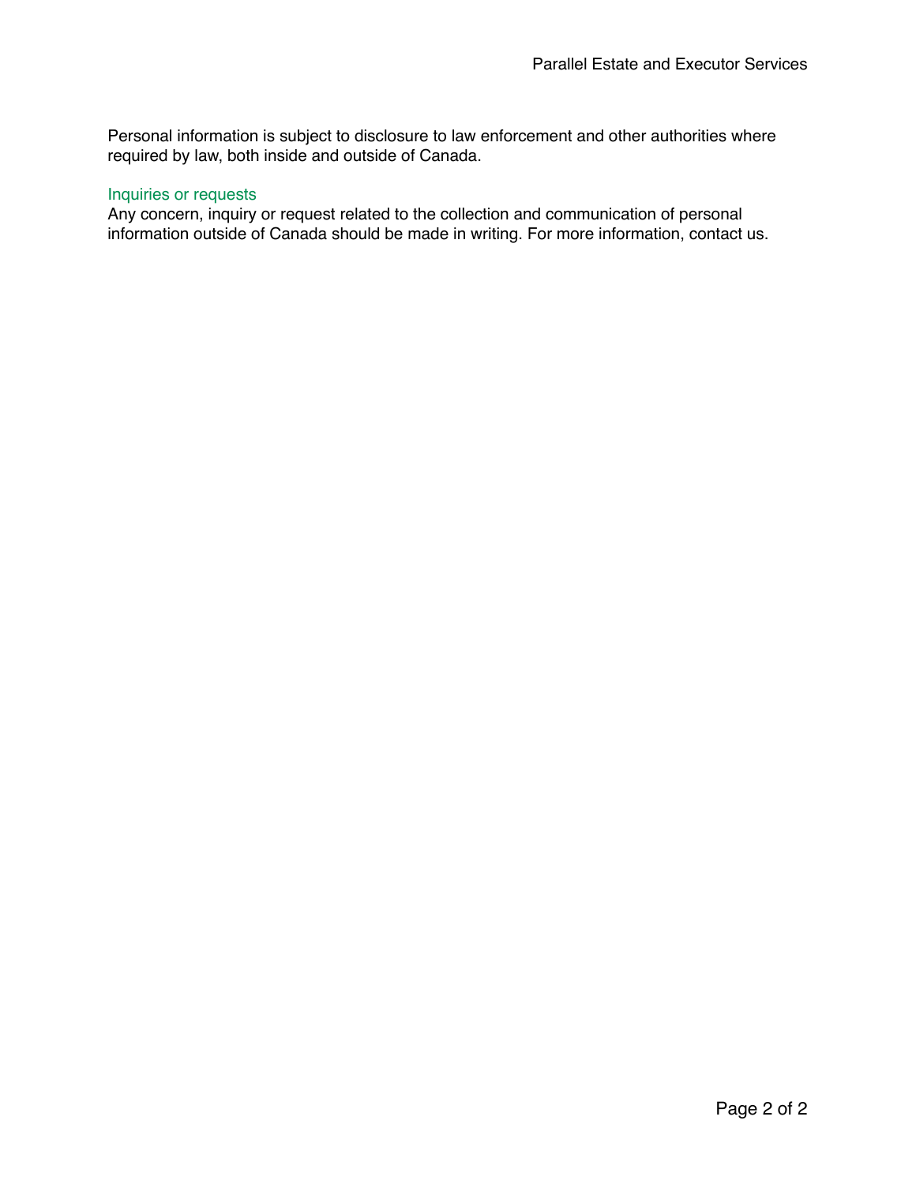Personal information is subject to disclosure to law enforcement and other authorities where required by law, both inside and outside of Canada.

## Inquiries or requests

Any concern, inquiry or request related to the collection and communication of personal information outside of Canada should be made in writing. For more information, contact us.